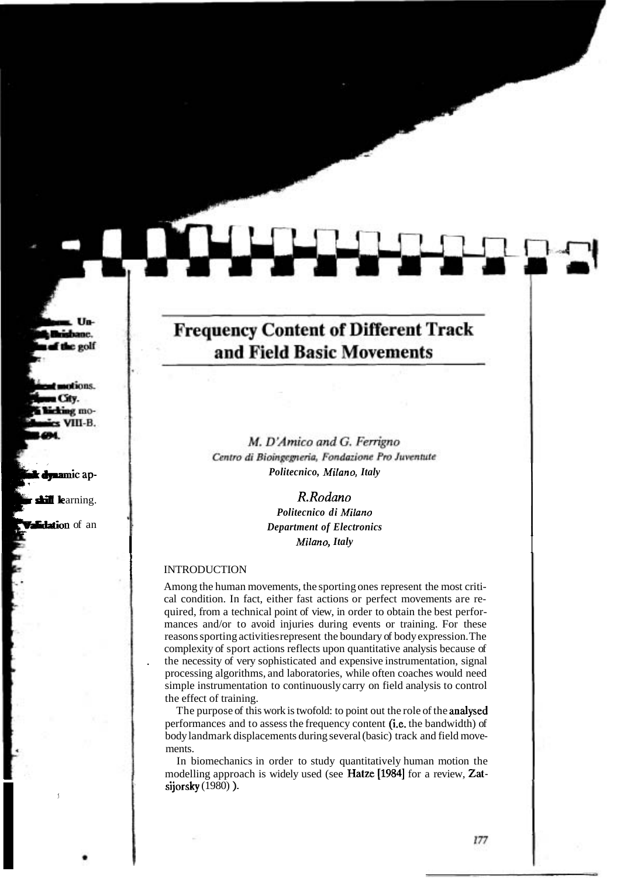# Frequency Content of Different Track and Field Basic Movements

*M. D'Amico and G. Ferrigno*
*Centro di Bioingegneria, Fondazione Pro Juventute*
***Politecnico, Milano, Italy***

*R.Rodano*
***Politecnico di Milano***
***Department of Electronics***
***Milano, Italy***

## INTRODUCTION

Among the human movements, the sporting ones represent the most critical condition. In fact, either fast actions or perfect movements are required, from a technical point of view, in order to obtain the best performances and/or to avoid injuries during events or training. For these reasons sporting activities represent the boundary of body expression. The complexity of sport actions reflects upon quantitative analysis because of the necessity of very sophisticated and expensive instrumentation, signal processing algorithms, and laboratories, while often coaches would need simple instrumentation to continuously carry on field analysis to control the effect of training.

The purpose of this work is twofold: to point out the role of the analysed performances and to assess the frequency content (i.e. the bandwidth) of body landmark displacements during several (basic) track and field movements.

In biomechanics in order to study quantitatively human motion the modelling approach is widely used (see Hatze [1984] for a review, Zatsijorsky (1980) ).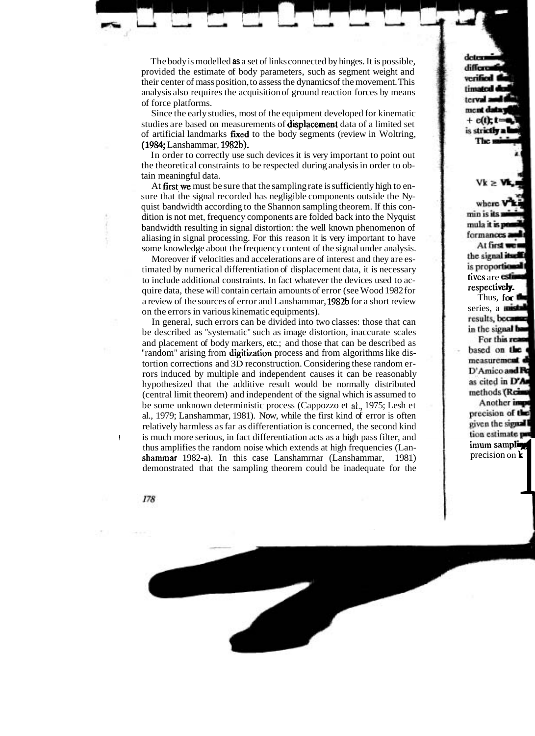The body is modelled as a set of links connected by hinges. It is possible, provided the estimate of body parameters, such as segment weight and their center of mass position, to assess the dynamics of the movement. This analysis also requires the acquisition of ground reaction forces by means of force platforms.

Since the early studies, most of the equipment developed for kinematic studies are based on measurements of displacement data of a limited set of artificial landmarks fixed to the body segments (review in Woltring, (1984; Lanshammar, 1982b).

In order to correctly use such devices it is very important to point out the theoretical constraints to be respected during analysis in order to obtain meaningful data.

At first we must be sure that the sampling rate is sufficiently high to ensure that the signal recorded has negligible components outside the Nyquist bandwidth according to the Shannon sampling theorem. If this condition is not met, frequency components are folded back into the Nyquist bandwidth resulting in signal distortion: the well known phenomenon of aliasing in signal processing. For this reason it is very important to have some knowledge about the frequency content of the signal under analysis.

Moreover if velocities and accelerations are of interest and they are estimated by numerical differentiation of displacement data, it is necessary to include additional constraints. In fact whatever the devices used to acquire data, these will contain certain amounts of error (see Wood 1982 for a review of the sources of error and Lanshammar, 1982b for a short review on the errors in various kinematic equipments).

In general, such errors can be divided into two classes: those that can be described as "systematic" such as image distortion, inaccurate scales and placement of body markers, etc.; and those that can be described as "random" arising from digitization process and from algorithms like distortion corrections and 3D reconstruction. Considering these random errors induced by multiple and independent causes it can be reasonably hypothesized that the additive result would be normally distributed (central limit theorem) and independent of the signal which is assumed to be some unknown deterministic process (Cappozzo et al., 1975; Lesh et al., 1979; Lanshammar, 1981). Now, while the first kind of error is often relatively harmless as far as differentiation is concerned, the second kind is much more serious, in fact differentiation acts as a high pass filter, and thus amplifies the random noise which extends at high frequencies (Lanshammar 1982-a). In this case Lanshamrnar (Lanshammar, 1981) demonstrated that the sampling theorem could be inadequate for the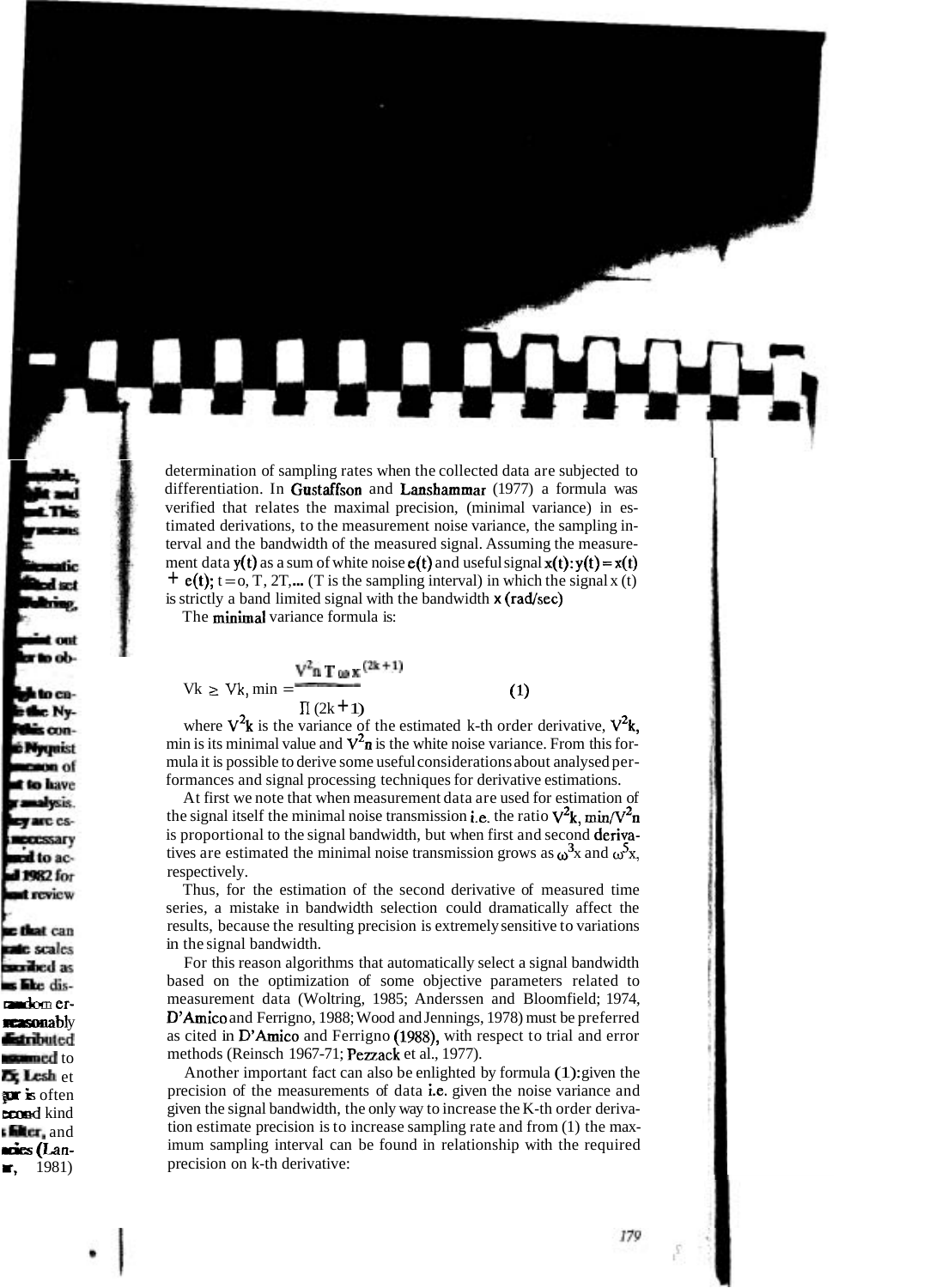determination of sampling rates when the collected data are subjected to differentiation. In Gustaffson and Lanshammar (1977) a formula was verified that relates the maximal precision, (minimal variance) in estimated derivations, to the measurement noise variance, the sampling interval and the bandwidth of the measured signal. Assuming the measurement data $y(t)$ as a sum of white noise $e(t)$ and useful signal $x(t)$: $y(t) = x(t) + e(t)$; $t = 0, T, 2T, \ldots$ ($T$ is the sampling interval) in which the signal $x(t)$ is strictly a band limited signal with the bandwidth $x$ (rad/sec)

The minimal variance formula is:

$$V_k \geq V_{k,\min} = \frac{V^2_n \, T \, \omega_x^{(2k+1)}}{\Pi \, (2k+1)} \qquad (1)$$

where $V^2_k$ is the variance of the estimated k-th order derivative, $V^2_{k,\min}$ is its minimal value and $V^2_n$ is the white noise variance. From this formula it is possible to derive some useful considerations about analysed performances and signal processing techniques for derivative estimations.

At first we note that when measurement data are used for estimation of the signal itself the minimal noise transmission i.e. the ratio $V^2_{k,\min}/V^2_n$ is proportional to the signal bandwidth, but when first and second derivatives are estimated the minimal noise transmission grows as $\omega^3_x$ and $\omega^5_x$, respectively.

Thus, for the estimation of the second derivative of measured time series, a mistake in bandwidth selection could dramatically affect the results, because the resulting precision is extremely sensitive to variations in the signal bandwidth.

For this reason algorithms that automatically select a signal bandwidth based on the optimization of some objective parameters related to measurement data (Woltring, 1985; Anderssen and Bloomfield; 1974, D'Amico and Ferrigno, 1988; Wood and Jennings, 1978) must be preferred as cited in D'Amico and Ferrigno (1988), with respect to trial and error methods (Reinsch 1967-71; Pezzack et al., 1977).

Another important fact can also be enlighted by formula (1): given the precision of the measurements of data i.e. given the noise variance and given the signal bandwidth, the only way to increase the K-th order derivative estimate precision is to increase sampling rate and from (1) the maximum sampling interval can be found in relationship with the required precision on k-th derivative: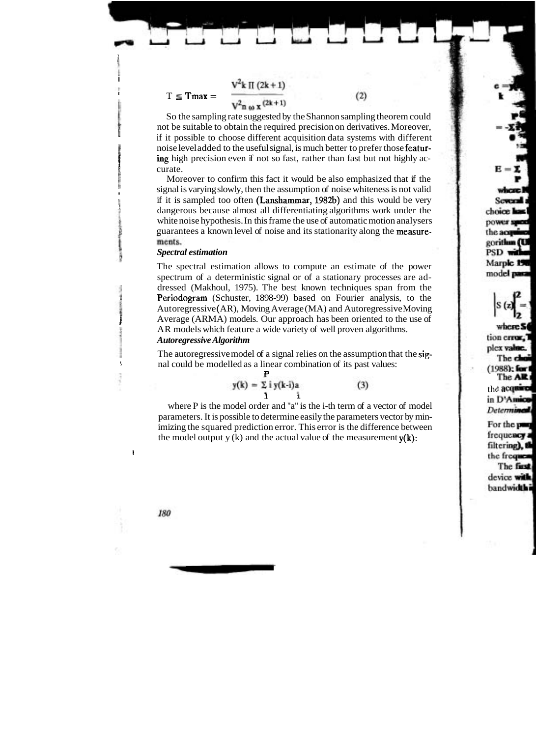$$T \leq T_{max} = \frac{V^2 k \, \Pi \, (2k+1)}{V^2_{n} \, \omega \, x^{(2k+1)}} \qquad (2)$$

So the sampling rate suggested by the Shannon sampling theorem could not be suitable to obtain the required precision on derivatives. Moreover, if it possible to choose different acquisition data systems with different noise level added to the useful signal, is much better to prefer those featuring high precision even if not so fast, rather than fast but not highly accurate.

Moreover to confirm this fact it would be also emphasized that if the signal is varying slowly, then the assumption of noise whiteness is not valid if it is sampled too often (Lanshammar, 1982b) and this would be very dangerous because almost all differentiating algorithms work under the white noise hypothesis. In this frame the use of automatic motion analysers guarantees a known level of noise and its stationarity along the measurements.

***Spectral estimation***

The spectral estimation allows to compute an estimate of the power spectrum of a deterministic signal or of a stationary processes are addressed (Makhoul, 1975). The best known techniques span from the Periodogram (Schuster, 1898-99) based on Fourier analysis, to the Autoregressive (AR), Moving Average (MA) and Autoregressive Moving Average (ARMA) models. Our approach has been oriented to the use of AR models which feature a wide variety of well proven algorithms.

***Autoregressive Algorithm***

The autoregressive model of a signal relies on the assumption that the signal could be modelled as a linear combination of its past values:

$$y(k) = \sum_{1}^{P} i \, y(k-i) a_i \qquad (3)$$

where P is the model order and "a" is the i-th term of a vector of model parameters. It is possible to determine easily the parameters vector by minimizing the squared prediction error. This error is the difference between the model output y (k) and the actual value of the measurement y(k):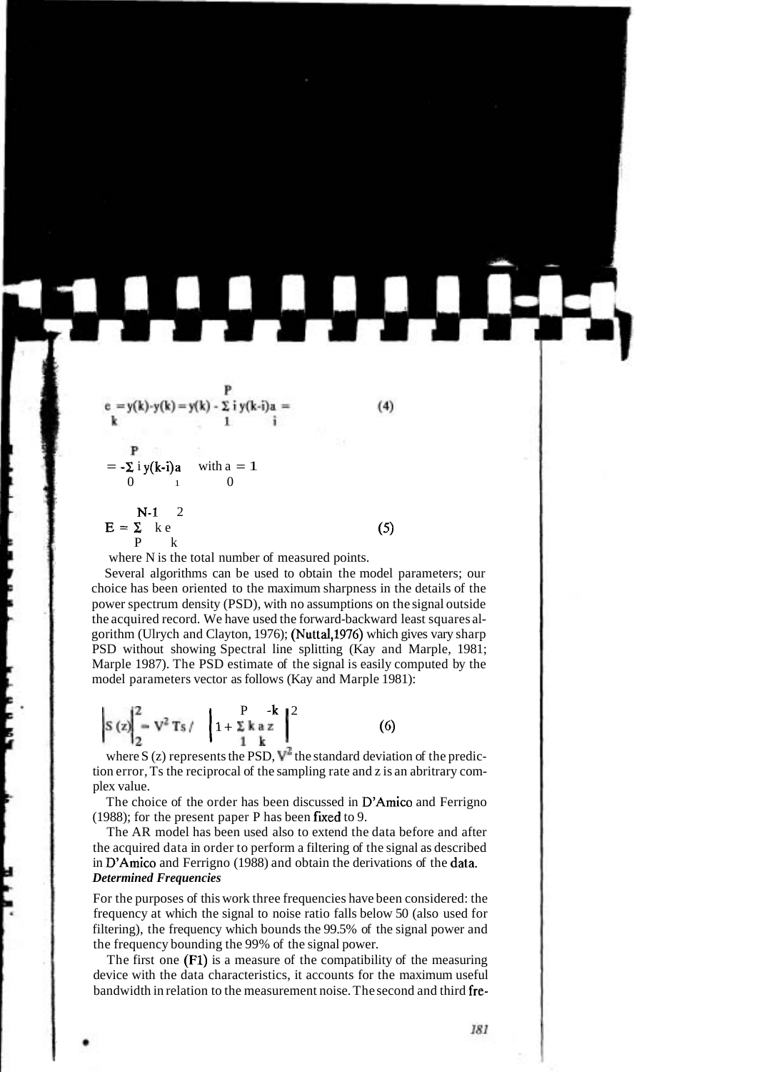$$e_k = y(k) - \hat{y}(k) = y(k) - \sum_{i=1}^{P} y(k-i)a_i = \tag{4}$$

$$= -\sum_{i=0}^{P} y(k-i)a_i \quad \text{with } a_0 = 1$$

$$E_P = \sum_{k}^{N-1} e_k^2 \tag{5}$$

where N is the total number of measured points.

Several algorithms can be used to obtain the model parameters; our choice has been oriented to the maximum sharpness in the details of the power spectrum density (PSD), with no assumptions on the signal outside the acquired record. We have used the forward-backward least squares algorithm (Ulrych and Clayton, 1976); (Nuttal,1976) which gives vary sharp PSD without showing Spectral line splitting (Kay and Marple, 1981; Marple 1987). The PSD estimate of the signal is easily computed by the model parameters vector as follows (Kay and Marple 1981):

$$\left| S(z) \right|_2^2 = V^2 \, Ts \Big/ \left| 1 + \sum_{1}^{P} a_k z^{-k} \right|^2 \tag{6}$$

where S (z) represents the PSD, $V^2$ the standard deviation of the prediction error, Ts the reciprocal of the sampling rate and z is an abritrary complex value.

The choice of the order has been discussed in D'Amico and Ferrigno (1988); for the present paper P has been fixed to 9.

The AR model has been used also to extend the data before and after the acquired data in order to perform a filtering of the signal as described in D'Amico and Ferrigno (1988) and obtain the derivations of the data.

***Determined Frequencies***

For the purposes of this work three frequencies have been considered: the frequency at which the signal to noise ratio falls below 50 (also used for filtering), the frequency which bounds the 99.5% of the signal power and the frequency bounding the 99% of the signal power.

The first one (F1) is a measure of the compatibility of the measuring device with the data characteristics, it accounts for the maximum useful bandwidth in relation to the measurement noise. The second and third fre-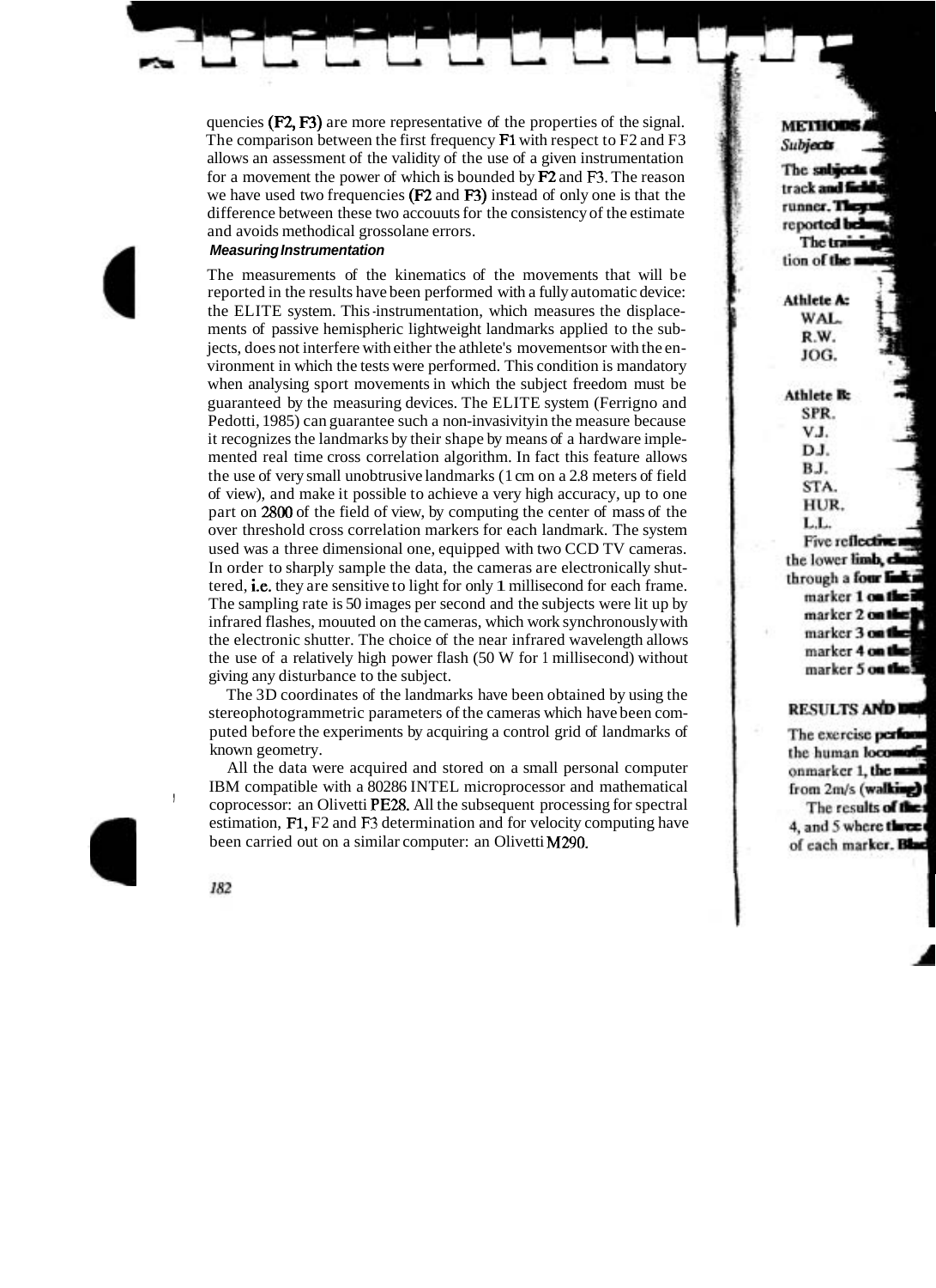quencies (F2, F3) are more representative of the properties of the signal. The comparison between the first frequency F1 with respect to F2 and F3 allows an assessment of the validity of the use of a given instrumentation for a movement the power of which is bounded by F2 and F3. The reason we have used two frequencies (F2 and F3) instead of only one is that the difference between these two accouuts for the consistency of the estimate and avoids methodical grossolane errors.

### Measuring Instrumentation

The measurements of the kinematics of the movements that will be reported in the results have been performed with a fully automatic device: the ELITE system. This instrumentation, which measures the displacements of passive hemispheric lightweight landmarks applied to the subjects, does not interfere with either the athlete's movements or with the environment in which the tests were performed. This condition is mandatory when analysing sport movements in which the subject freedom must be guaranteed by the measuring devices. The ELITE system (Ferrigno and Pedotti, 1985) can guarantee such a non-invasivity in the measure because it recognizes the landmarks by their shape by means of a hardware implemented real time cross correlation algorithm. In fact this feature allows the use of very small unobtrusive landmarks (1 cm on a 2.8 meters of field of view), and make it possible to achieve a very high accuracy, up to one part on 2800 of the field of view, by computing the center of mass of the over threshold cross correlation markers for each landmark. The system used was a three dimensional one, equipped with two CCD TV cameras. In order to sharply sample the data, the cameras are electronically shuttered, i.e. they are sensitive to light for only 1 millisecond for each frame. The sampling rate is 50 images per second and the subjects were lit up by infrared flashes, mouuted on the cameras, which work synchronously with the electronic shutter. The choice of the near infrared wavelength allows the use of a relatively high power flash (50 W for 1 millisecond) without giving any disturbance to the subject.

The 3D coordinates of the landmarks have been obtained by using the stereophotogrammetric parameters of the cameras which have been computed before the experiments by acquiring a control grid of landmarks of known geometry.

All the data were acquired and stored on a small personal computer IBM compatible with a 80286 INTEL microprocessor and mathematical coprocessor: an Olivetti PE28. All the subsequent processing for spectral estimation, F1, F2 and F3 determination and for velocity computing have been carried out on a similar computer: an Olivetti M290.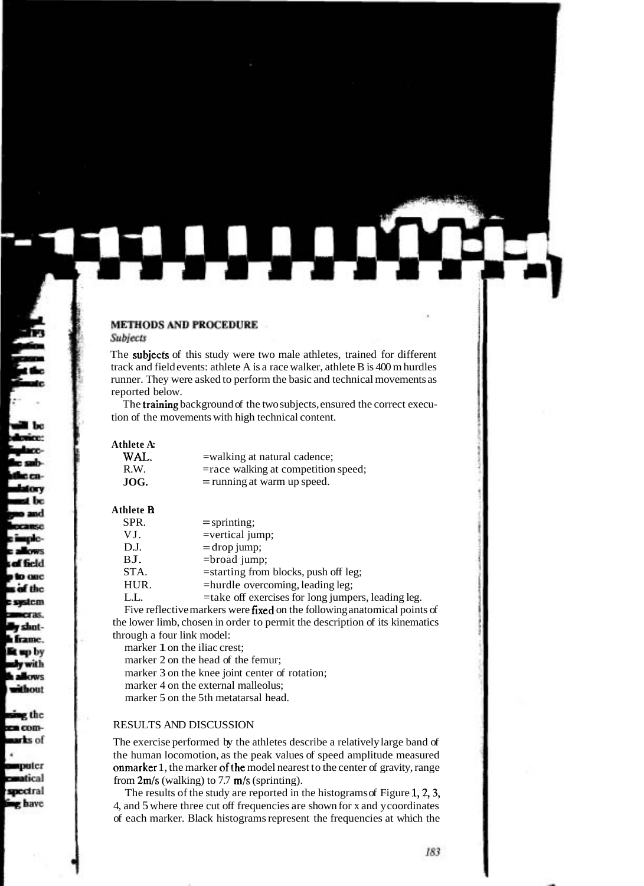## METHODS AND PROCEDURE

### *Subjects*

The subjects of this study were two male athletes, trained for different track and field events: athlete A is a race walker, athlete B is 400 m hurdles runner. They were asked to perform the basic and technical movements as reported below.

The training background of the two subjects, ensured the correct execution of the movements with high technical content.

**Athlete A:**

| | |
|---|---|
| WAL. | =walking at natural cadence; |
| R.W. | =race walking at competition speed; |
| JOG. | = running at warm up speed. |

**Athlete B:**

| | |
|---|---|
| SPR. | = sprinting; |
| V.J. | =vertical jump; |
| D.J. | = drop jump; |
| B.J. | =broad jump; |
| STA. | =starting from blocks, push off leg; |
| HUR. | =hurdle overcoming, leading leg; |
| L.L. | =take off exercises for long jumpers, leading leg. |

Five reflective markers were fixed on the following anatomical points of the lower limb, chosen in order to permit the description of its kinematics through a four link model:

- marker 1 on the iliac crest;
- marker 2 on the head of the femur;
- marker 3 on the knee joint center of rotation;
- marker 4 on the external malleolus;
- marker 5 on the 5th metatarsal head.

## RESULTS AND DISCUSSION

The exercise performed by the athletes describe a relatively large band of the human locomotion, as the peak values of speed amplitude measured on marker 1, the marker of the model nearest to the center of gravity, range from 2m/s (walking) to 7.7 m/s (sprinting).

The results of the study are reported in the histograms of Figure 1, 2, 3, 4, and 5 where three cut off frequencies are shown for x and y coordinates of each marker. Black histograms represent the frequencies at which the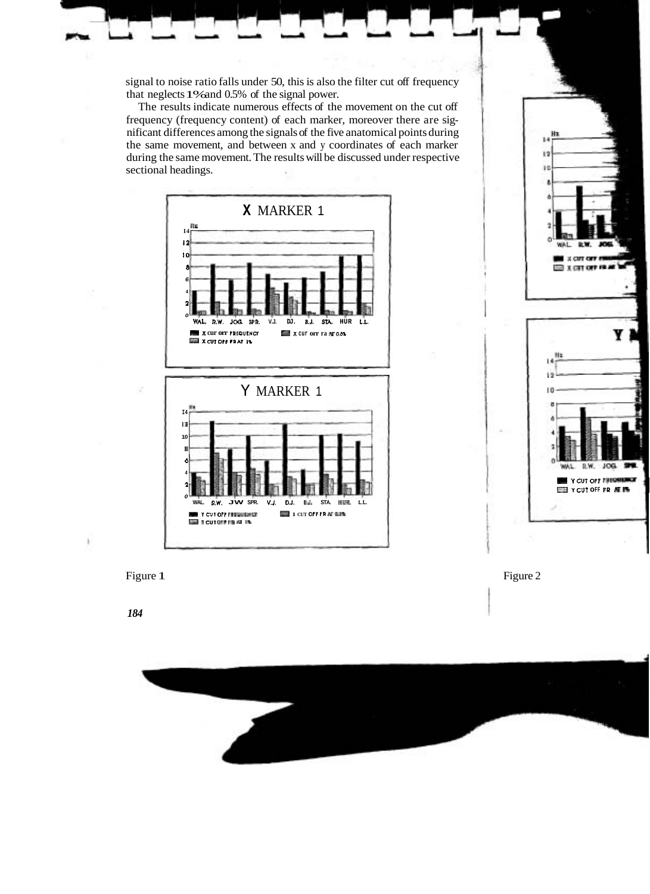signal to noise ratio falls under 50, this is also the filter cut off frequency that neglects 1% and 0.5% of the signal power.

The results indicate numerous effects of the movement on the cut off frequency (frequency content) of each marker, moreover there are significant differences among the signals of the five anatomical points during the same movement, and between x and y coordinates of each marker during the same movement. The results will be discussed under respective sectional headings.

Figure 1

Figure 2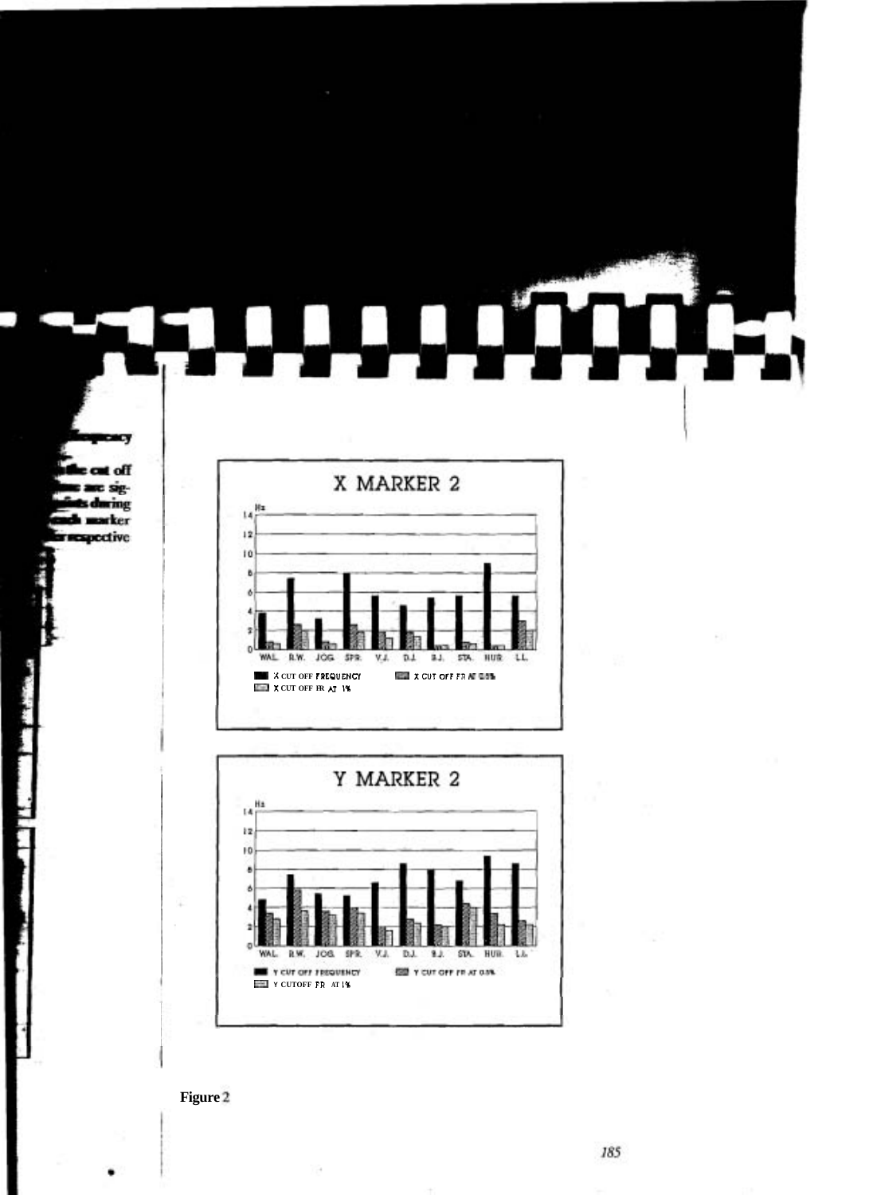Figure 2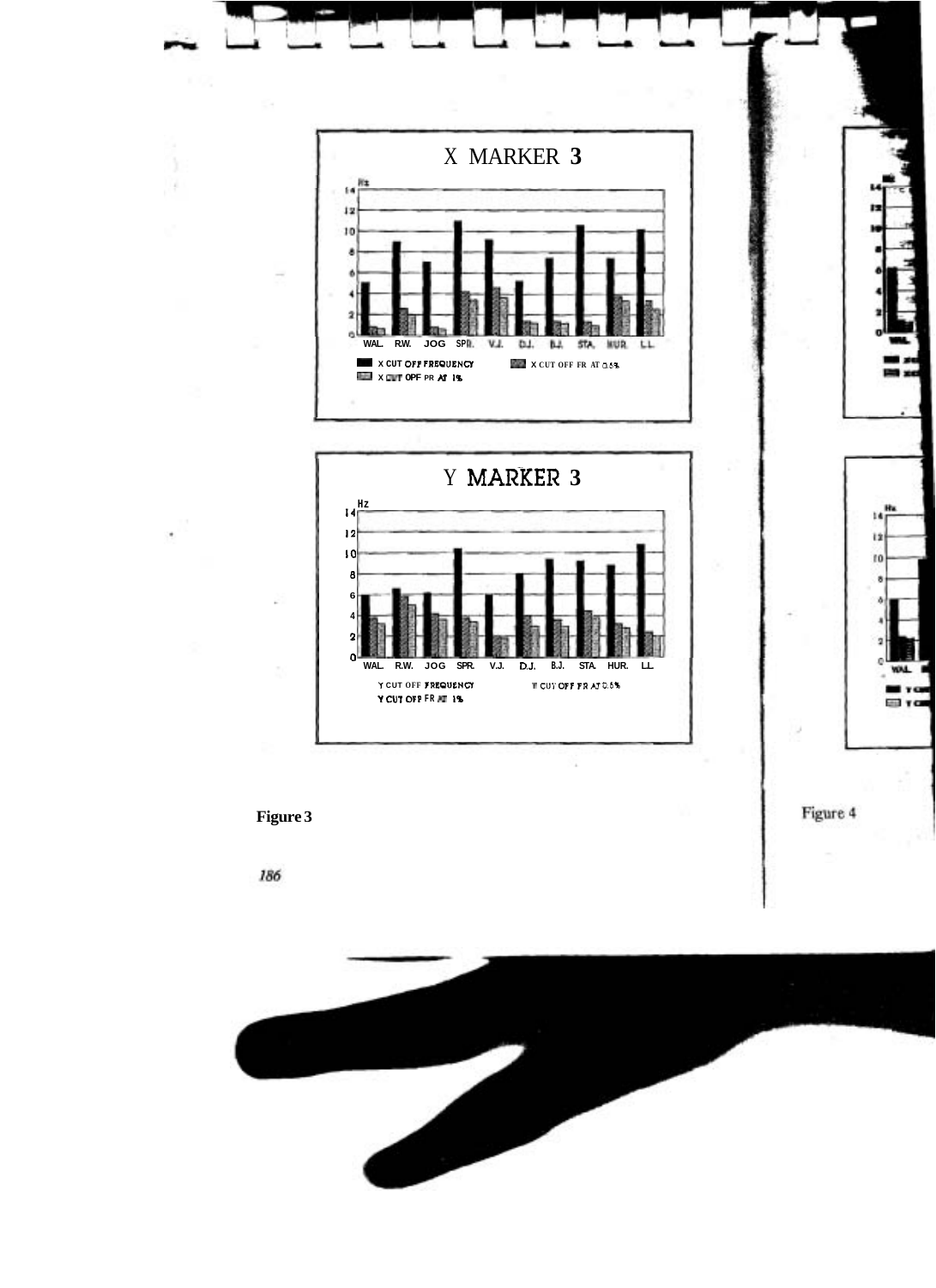X MARKER 3

Hz

WAL. R.W. JOG SPR. V.J. D.J. B.J. STA. HUR. L.L.

X CUT OFF FREQUENCY X CUT OFF FR AT 0.5% X CUT OFF FR AT 1%

Y MARKER 3

Hz

WAL. R.W. JOG SPR. V.J. D.J. B.J. STA. HUR. L.L.

Y CUT OFF FREQUENCY Y CUT OFF FR AT 0.5% Y CUT OFF FR AT 1%

**Figure 3**

Figure 4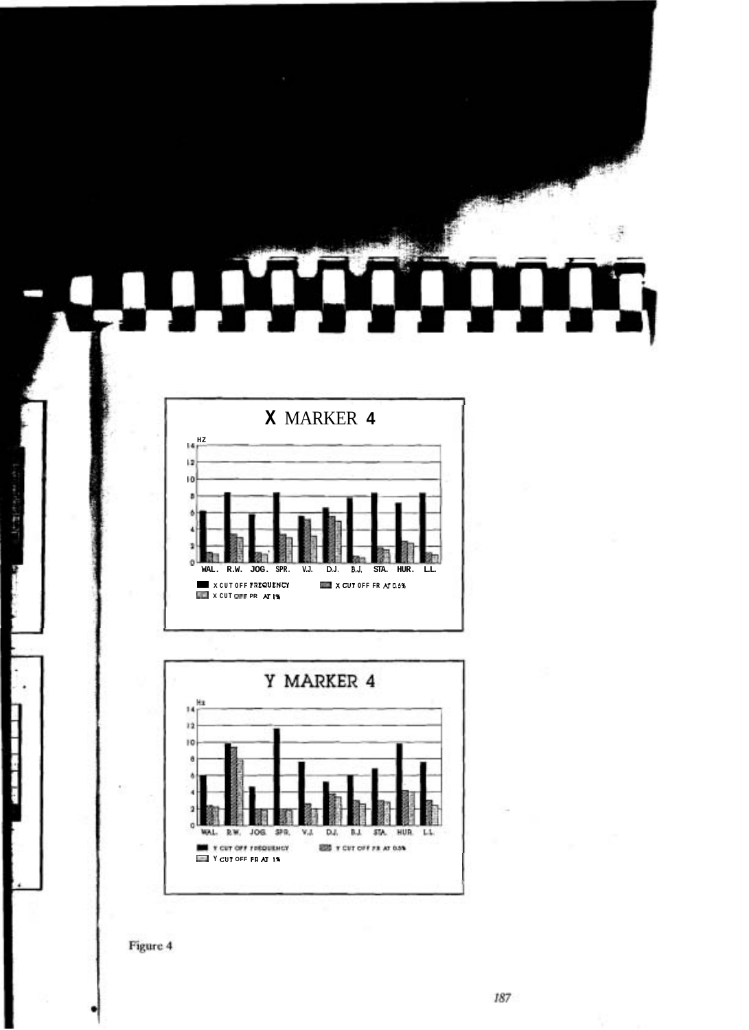# X MARKER 4

HZ

WAL. R.W. JOG. SPR. V.J. D.J. B.J. STA. HUR. L.L.

X CUT OFF FREQUENCY — X CUT OFF FR AT 0.5% — X CUT OFF FR AT 1%

# Y MARKER 4

Hz

WAL. R.W. JOG. SPR. V.J. D.J. B.J. STA. HUR. L.L.

Y CUT OFF FREQUENCY — Y CUT OFF FR AT 0.5% — Y CUT OFF FR AT 1%

Figure 4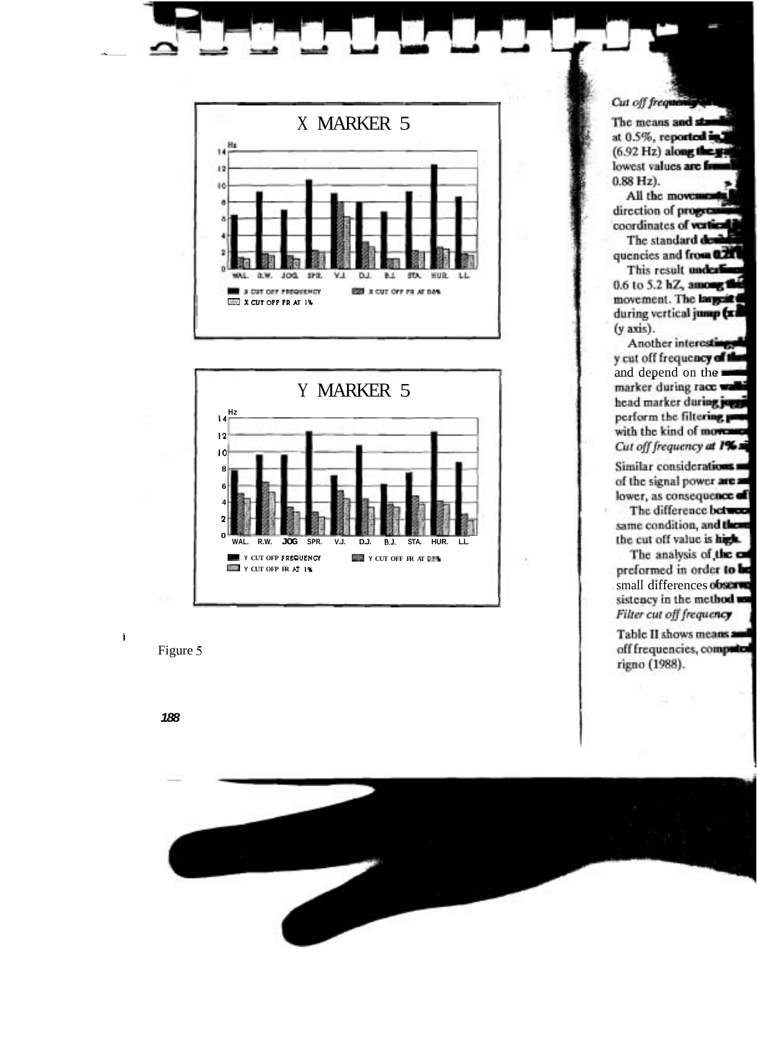Figure 5

*Cut off frequency*

The means and standard ... at 0.5%, reported in ... (6.92 Hz) along the ... lowest values are found ... 0.88 Hz).

All the movements ... direction of progression ... coordinates of vertical ...

The standard deviation ... quencies and from 0.2 ...

This result underlines ... 0.6 to 5.2 hZ, among the ... movement. The largest ... during vertical jump (x ... (y axis).

Another interesting ... y cut off frequency of the ... and depend on the ... marker during race walking ... head marker during jogging ... perform the filtering ... with the kind of movement ...

*Cut off frequency at 1% ...*

Similar considerations ... of the signal power are ... lower, as consequence of ...

The difference between ... same condition, and these ... the cut off value is high.

The analysis of the ... preformed in order to be ... small differences observed ... sistency in the method ...

*Filter cut off frequency*

Table II shows means and ... off frequencies, computed ... rigno (1988).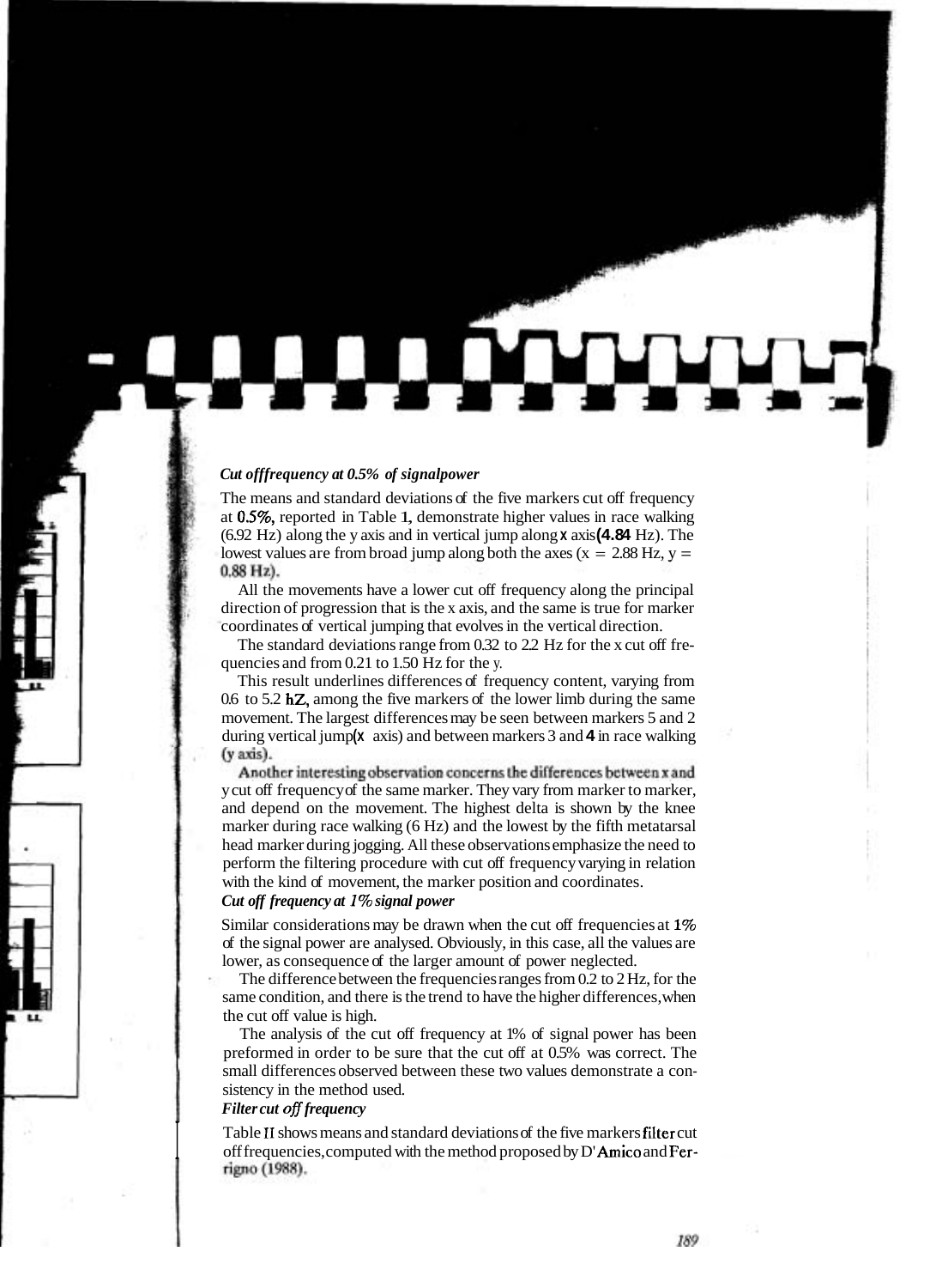### *Cut off frequency at 0.5% of signal power*

The means and standard deviations of the five markers cut off frequency at **0.5%,** reported in Table 1, demonstrate higher values in race walking (6.92 Hz) along the y axis and in vertical jump along **x** axis **(4.84** Hz). The lowest values are from broad jump along both the axes (x = 2.88 Hz, y = 0.88 Hz).

All the movements have a lower cut off frequency along the principal direction of progression that is the x axis, and the same is true for marker coordinates of vertical jumping that evolves in the vertical direction.

The standard deviations range from 0.32 to 2.2 Hz for the x cut off frequencies and from 0.21 to 1.50 Hz for the y.

This result underlines differences of frequency content, varying from 0.6 to 5.2 **hZ,** among the five markers of the lower limb during the same movement. The largest differences may be seen between markers 5 and 2 during vertical jump (**x** axis) and between markers 3 and **4** in race walking (y axis).

Another interesting observation concerns the differences between x and y cut off frequency of the same marker. They vary from marker to marker, and depend on the movement. The highest delta is shown by the knee marker during race walking (6 Hz) and the lowest by the fifth metatarsal head marker during jogging. All these observations emphasize the need to perform the filtering procedure with cut off frequency varying in relation with the kind of movement, the marker position and coordinates.

### *Cut off frequency at 1% signal power*

Similar considerations may be drawn when the cut off frequencies at **1%** of the signal power are analysed. Obviously, in this case, all the values are lower, as consequence of the larger amount of power neglected.

The difference between the frequencies ranges from 0.2 to 2 Hz, for the same condition, and there is the trend to have the higher differences, when the cut off value is high.

The analysis of the cut off frequency at 1% of signal power has been preformed in order to be sure that the cut off at 0.5% was correct. The small differences observed between these two values demonstrate a consistency in the method used.

### *Filter cut off frequency*

Table II shows means and standard deviations of the five markers filter cut off frequencies, computed with the method proposed by D'Amico and Ferrigno (1988).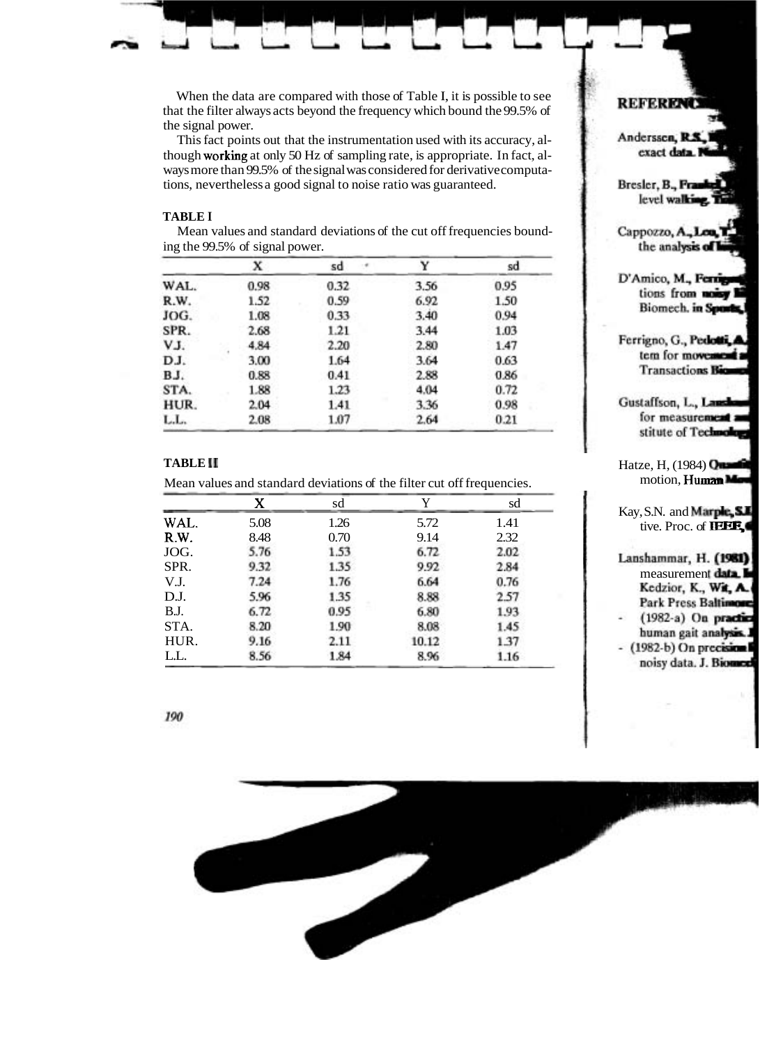When the data are compared with those of Table I, it is possible to see that the filter always acts beyond the frequency which bound the 99.5% of the signal power.

This fact points out that the instrumentation used with its accuracy, although working at only 50 Hz of sampling rate, is appropriate. In fact, always more than 99.5% of the signal was considered for derivative computations, nevertheless a good signal to noise ratio was guaranteed.

**TABLE I**

Mean values and standard deviations of the cut off frequencies bounding the 99.5% of signal power.

| | X | sd | Y | sd |
|---|---|---|---|---|
| WAL. | 0.98 | 0.32 | 3.56 | 0.95 |
| R.W. | 1.52 | 0.59 | 6.92 | 1.50 |
| JOG. | 1.08 | 0.33 | 3.40 | 0.94 |
| SPR. | 2.68 | 1.21 | 3.44 | 1.03 |
| V.J. | 4.84 | 2.20 | 2.80 | 1.47 |
| D.J. | 3.00 | 1.64 | 3.64 | 0.63 |
| B.J. | 0.88 | 0.41 | 2.88 | 0.86 |
| STA. | 1.88 | 1.23 | 4.04 | 0.72 |
| HUR. | 2.04 | 1.41 | 3.36 | 0.98 |
| L.L. | 2.08 | 1.07 | 2.64 | 0.21 |

**TABLE II**

Mean values and standard deviations of the filter cut off frequencies.

| | X | sd | Y | sd |
|---|---|---|---|---|
| WAL. | 5.08 | 1.26 | 5.72 | 1.41 |
| R.W. | 8.48 | 0.70 | 9.14 | 2.32 |
| JOG. | 5.76 | 1.53 | 6.72 | 2.02 |
| SPR. | 9.32 | 1.35 | 9.92 | 2.84 |
| V.J. | 7.24 | 1.76 | 6.64 | 0.76 |
| D.J. | 5.96 | 1.35 | 8.88 | 2.57 |
| B.J. | 6.72 | 0.95 | 6.80 | 1.93 |
| STA. | 8.20 | 1.90 | 8.08 | 1.45 |
| HUR. | 9.16 | 2.11 | 10.12 | 1.37 |
| L.L. | 8.56 | 1.84 | 8.96 | 1.16 |

## REFERENC...

Anderssen, R.S., ... exact data. ...

Bresler, B., Frankel, ... level walking. ...

Cappozzo, A., Leo, T. ... the analysis of ...

D'Amico, M., Ferrigno, ... tions from noisy ... Biomech. in Sports, ...

Ferrigno, G., Pedotti, A. ... tem for movement ... Transactions Biomed...

Gustaffson, L., Lansh... for measurement ... stitute of Technolog...

Hatze, H, (1984) Quanti... motion, Human Move...

Kay, S.N. and Marple, S.L. ... tive. Proc. of IEEE, ...

Lanshammar, H. (1981) ... measurement data. In ... Kedzior, K., Wit, A. ... Park Press Baltimore ...

- (1982-a) On practic... human gait analysis. ...
- (1982-b) On precision ... noisy data. J. Biomech...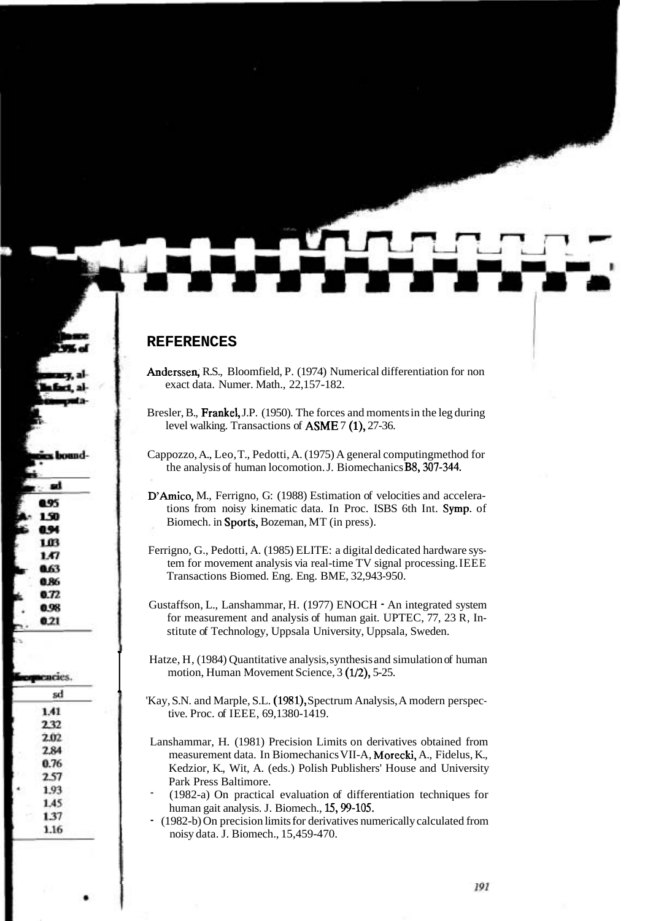## REFERENCES

Anderssen, R.S., Bloomfield, P. (1974) Numerical differentiation for non exact data. Numer. Math., 22,157-182.

Bresler, B., Frankel, J.P. (1950). The forces and moments in the leg during level walking. Transactions of ASME 7 (1), 27-36.

Cappozzo, A., Leo, T., Pedotti, A. (1975) A general computingmethod for the analysis of human locomotion. J. Biomechanics B8, 307-344.

D'Amico, M., Ferrigno, G: (1988) Estimation of velocities and accelerations from noisy kinematic data. In Proc. ISBS 6th Int. Symp. of Biomech. in Sports, Bozeman, MT (in press).

Ferrigno, G., Pedotti, A. (1985) ELITE: a digital dedicated hardware system for movement analysis via real-time TV signal processing. IEEE Transactions Biomed. Eng. Eng. BME, 32,943-950.

Gustaffson, L., Lanshammar, H. (1977) ENOCH - An integrated system for measurement and analysis of human gait. UPTEC, 77, 23 R, Institute of Technology, Uppsala University, Uppsala, Sweden.

Hatze, H, (1984) Quantitative analysis, synthesis and simulation of human motion, Human Movement Science, 3 (1/2), 5-25.

'Kay, S.N. and Marple, S.L. (1981), Spectrum Analysis, A modern perspective. Proc. of IEEE, 69,1380-1419.

Lanshammar, H. (1981) Precision Limits on derivatives obtained from measurement data. In Biomechanics VII-A, Morecki, A., Fidelus, K., Kedzior, K., Wit, A. (eds.) Polish Publishers' House and University Park Press Baltimore.

- (1982-a) On practical evaluation of differentiation techniques for human gait analysis. J. Biomech., 15, 99-105.
- (1982-b) On precision limits for derivatives numerically calculated from noisy data. J. Biomech., 15,459-470.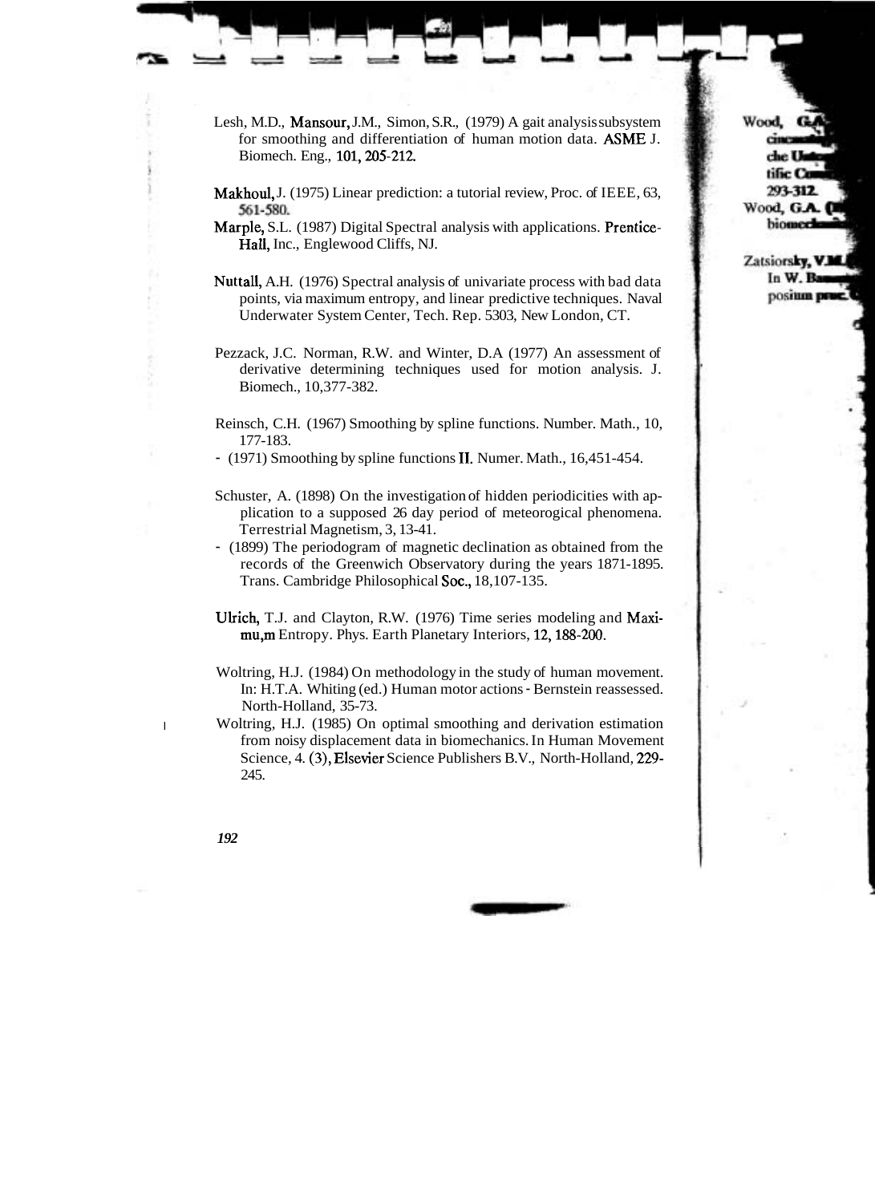Lesh, M.D., Mansour, J.M., Simon, S.R., (1979) A gait analysis subsystem for smoothing and differentiation of human motion data. ASME J. Biomech. Eng., 101, 205-212.

Makhoul, J. (1975) Linear prediction: a tutorial review, Proc. of IEEE, 63, 561-580.

Marple, S.L. (1987) Digital Spectral analysis with applications. Prentice-Hall, Inc., Englewood Cliffs, NJ.

Nuttall, A.H. (1976) Spectral analysis of univariate process with bad data points, via maximum entropy, and linear predictive techniques. Naval Underwater System Center, Tech. Rep. 5303, New London, CT.

Pezzack, J.C. Norman, R.W. and Winter, D.A (1977) An assessment of derivative determining techniques used for motion analysis. J. Biomech., 10,377-382.

Reinsch, C.H. (1967) Smoothing by spline functions. Number. Math., 10, 177-183.

- (1971) Smoothing by spline functions II. Numer. Math., 16,451-454.

Schuster, A. (1898) On the investigation of hidden periodicities with application to a supposed 26 day period of meteorogical phenomena. Terrestrial Magnetism, 3, 13-41.

- (1899) The periodogram of magnetic declination as obtained from the records of the Greenwich Observatory during the years 1871-1895. Trans. Cambridge Philosophical Soc., 18,107-135.

Ulrich, T.J. and Clayton, R.W. (1976) Time series modeling and Maximu,m Entropy. Phys. Earth Planetary Interiors, 12, 188-200.

Woltring, H.J. (1984) On methodology in the study of human movement. In: H.T.A. Whiting (ed.) Human motor actions - Bernstein reassessed. North-Holland, 35-73.

Woltring, H.J. (1985) On optimal smoothing and derivation estimation from noisy displacement data in biomechanics. In Human Movement Science, 4. (3), Elsevier Science Publishers B.V., North-Holland, 229-245.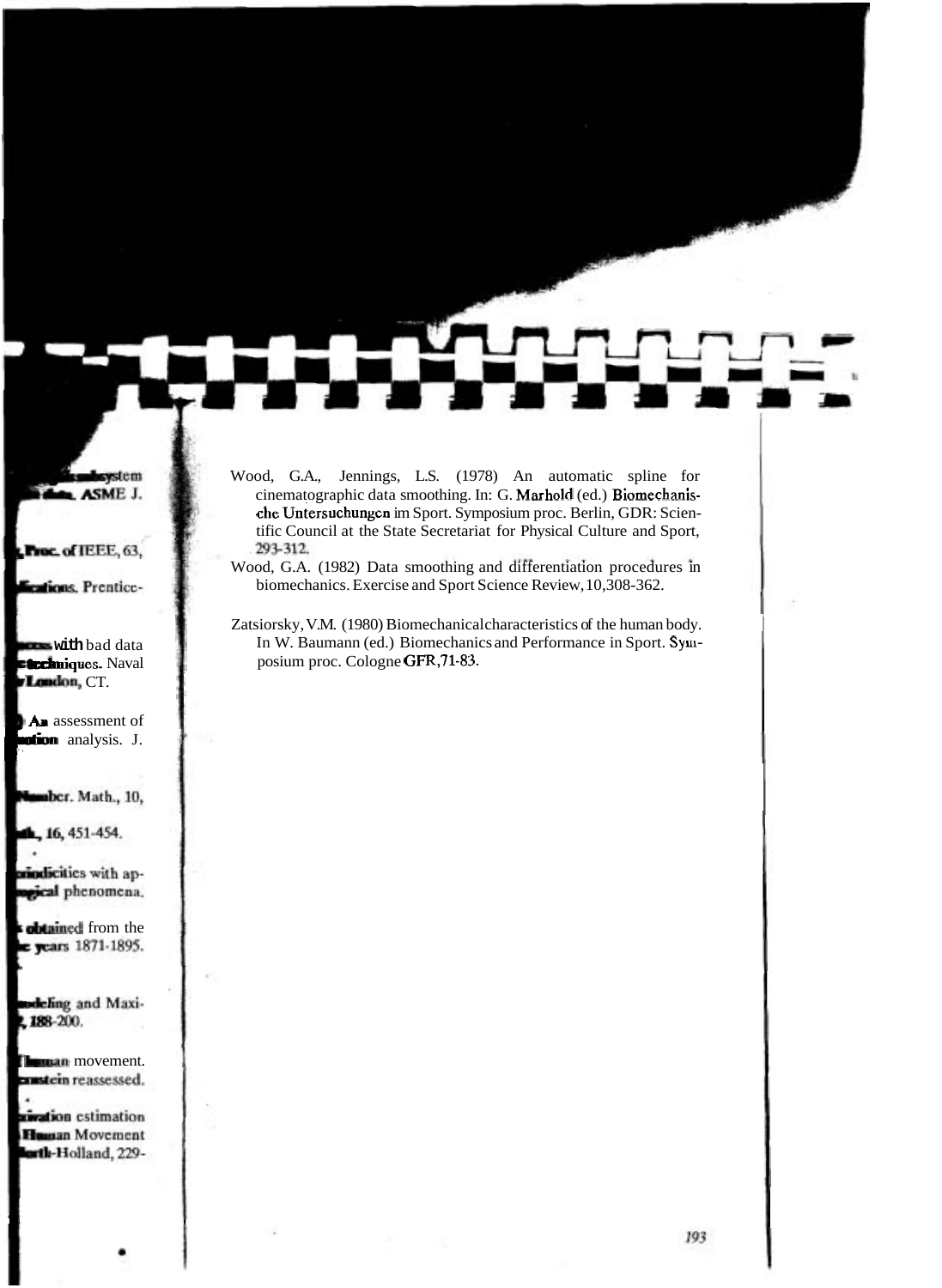Wood, G.A., Jennings, L.S. (1978) An automatic spline for cinematographic data smoothing. In: G. Marhold (ed.) Biomechanische Untersuchungen im Sport. Symposium proc. Berlin, GDR: Scientific Council at the State Secretariat for Physical Culture and Sport, 293-312.

Wood, G.A. (1982) Data smoothing and differentiation procedures in biomechanics. Exercise and Sport Science Review, 10, 308-362.

Zatsiorsky, V.M. (1980) Biomechanical characteristics of the human body. In W. Baumann (ed.) Biomechanics and Performance in Sport. Symposium proc. Cologne GFR, 71-83.